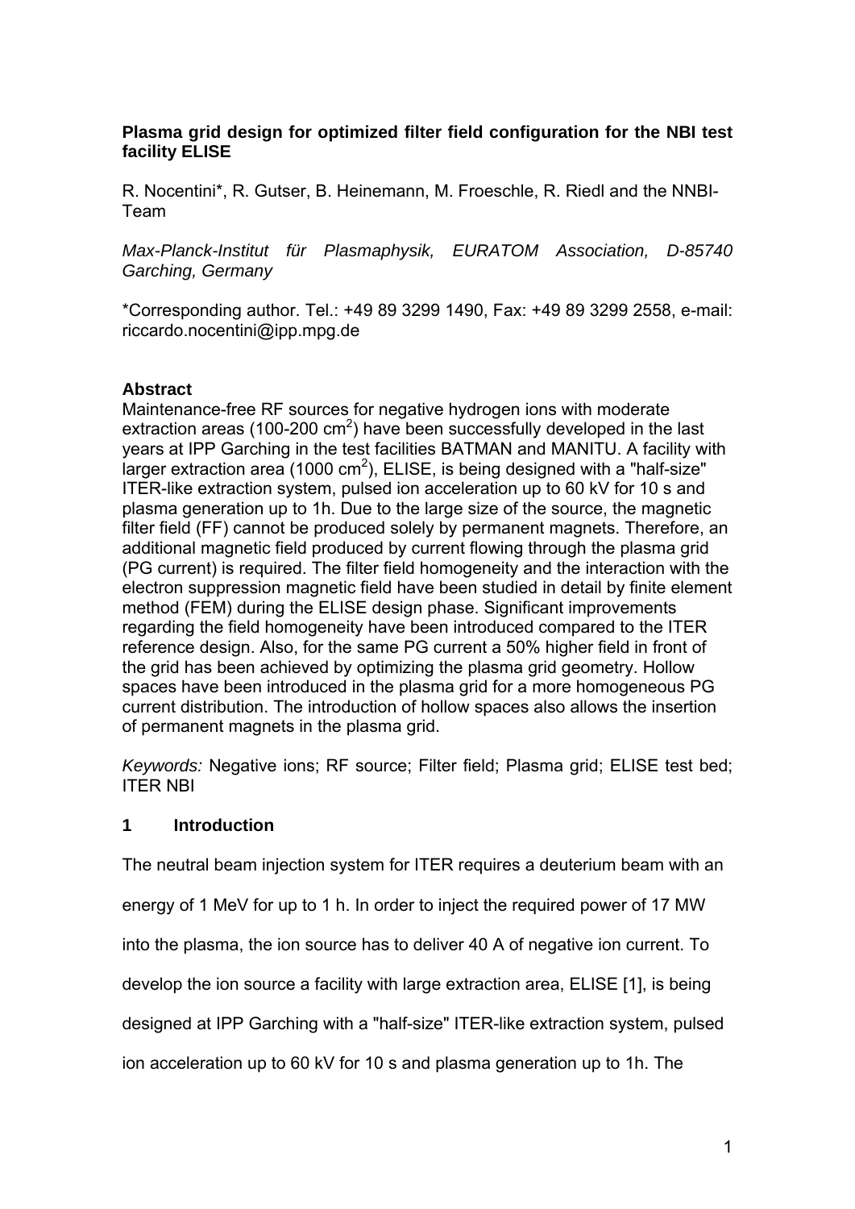**Plasma grid design for optimized filter field configuration for the NBI test facility ELISE**

R. Nocentini\*, R. Gutser, B. Heinemann, M. Froeschle, R. Riedl and the NNBI-Team

*Max-Planck-Institut für Plasmaphysik, EURATOM Association, D-85740 Garching, Germany*

\*Corresponding author. Tel.: +49 89 3299 1490, Fax: +49 89 3299 2558, e-mail: riccardo.nocentini@ipp.mpg.de

**Abstract**

Maintenance-free RF sources for negative hydrogen ions with moderate extraction areas (100-200 $cm^2$) have been successfully developed in the last years at IPP Garching in the test facilities BATMAN and MANITU. A facility with larger extraction area (1000 $cm^2$), ELISE, is being designed with a "half-size" ITER-like extraction system, pulsed ion acceleration up to 60 kV for 10 s and plasma generation up to 1h. Due to the large size of the source, the magnetic filter field (FF) cannot be produced solely by permanent magnets. Therefore, an additional magnetic field produced by current flowing through the plasma grid (PG current) is required. The filter field homogeneity and the interaction with the electron suppression magnetic field have been studied in detail by finite element method (FEM) during the ELISE design phase. Significant improvements regarding the field homogeneity have been introduced compared to the ITER reference design. Also, for the same PG current a 50% higher field in front of the grid has been achieved by optimizing the plasma grid geometry. Hollow spaces have been introduced in the plasma grid for a more homogeneous PG current distribution. The introduction of hollow spaces also allows the insertion of permanent magnets in the plasma grid.

*Keywords:* Negative ions; RF source; Filter field; Plasma grid; ELISE test bed; ITER NBI

## 1 Introduction

The neutral beam injection system for ITER requires a deuterium beam with an energy of 1 MeV for up to 1 h. In order to inject the required power of 17 MW into the plasma, the ion source has to deliver 40 A of negative ion current. To develop the ion source a facility with large extraction area, ELISE [1], is being designed at IPP Garching with a "half-size" ITER-like extraction system, pulsed ion acceleration up to 60 kV for 10 s and plasma generation up to 1h. The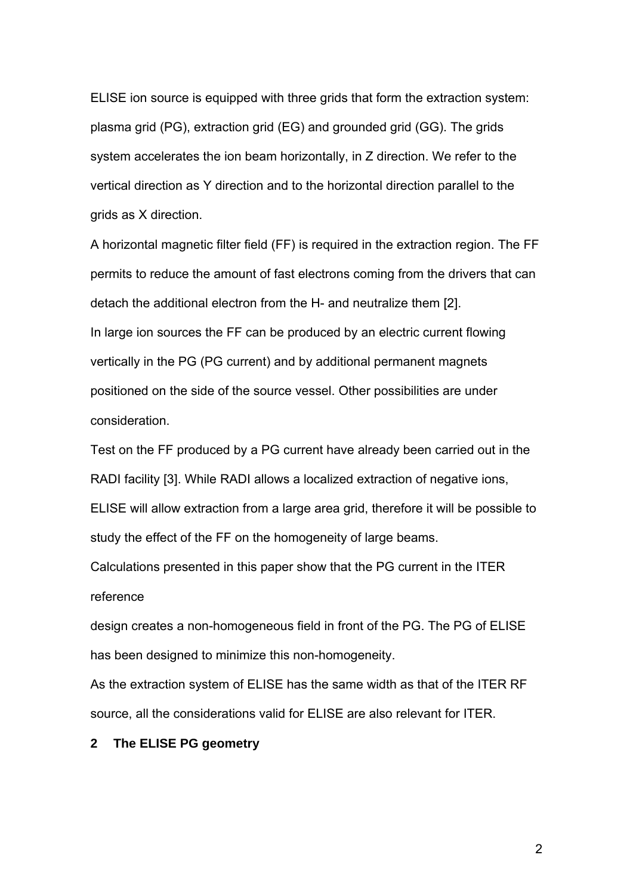ELISE ion source is equipped with three grids that form the extraction system: plasma grid (PG), extraction grid (EG) and grounded grid (GG). The grids system accelerates the ion beam horizontally, in Z direction. We refer to the vertical direction as Y direction and to the horizontal direction parallel to the grids as X direction.

A horizontal magnetic filter field (FF) is required in the extraction region. The FF permits to reduce the amount of fast electrons coming from the drivers that can detach the additional electron from the H- and neutralize them [2].

In large ion sources the FF can be produced by an electric current flowing vertically in the PG (PG current) and by additional permanent magnets positioned on the side of the source vessel. Other possibilities are under consideration.

Test on the FF produced by a PG current have already been carried out in the RADI facility [3]. While RADI allows a localized extraction of negative ions, ELISE will allow extraction from a large area grid, therefore it will be possible to study the effect of the FF on the homogeneity of large beams.

Calculations presented in this paper show that the PG current in the ITER reference

design creates a non-homogeneous field in front of the PG. The PG of ELISE has been designed to minimize this non-homogeneity.

As the extraction system of ELISE has the same width as that of the ITER RF source, all the considerations valid for ELISE are also relevant for ITER.

## 2 The ELISE PG geometry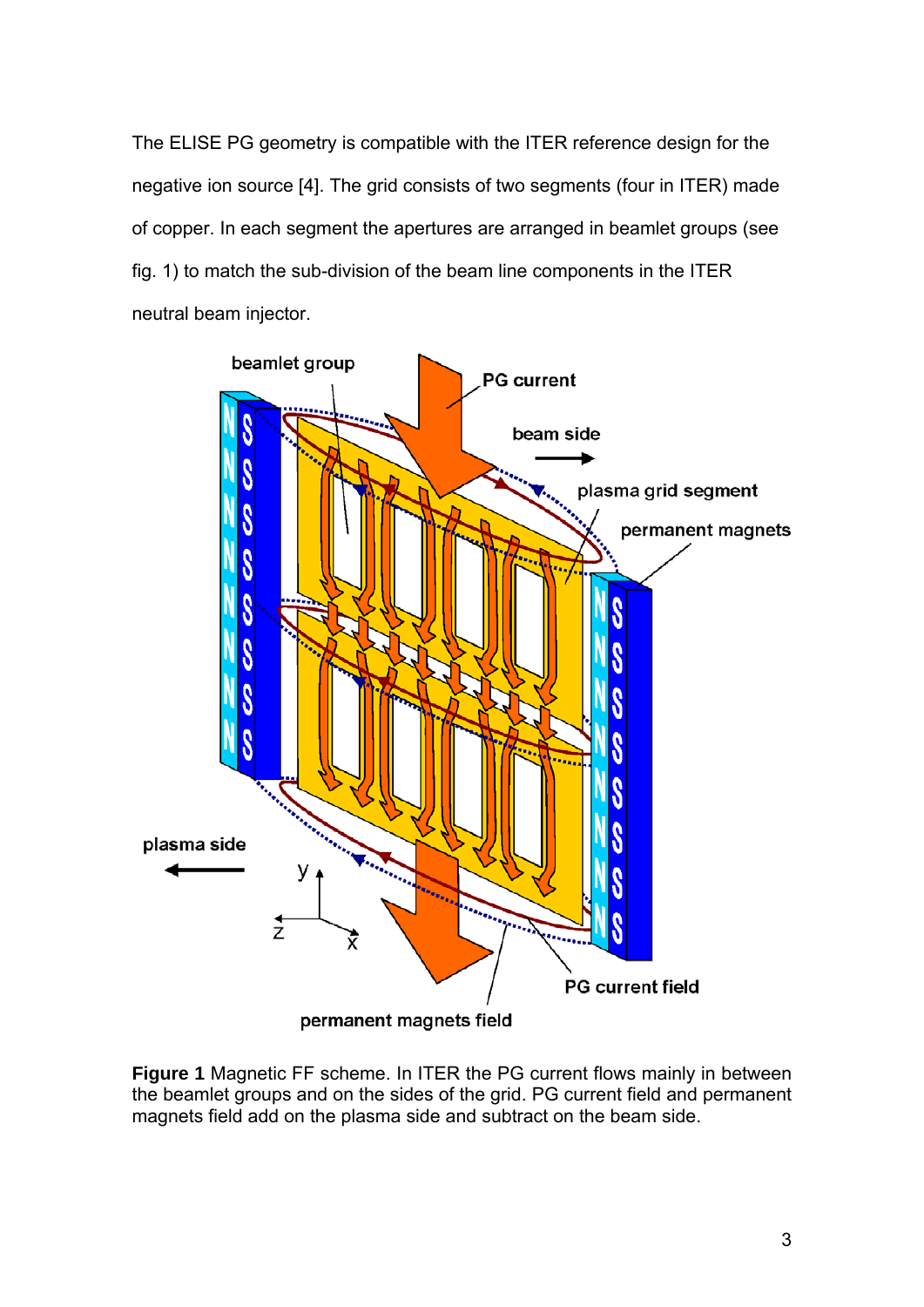The ELISE PG geometry is compatible with the ITER reference design for the negative ion source [4]. The grid consists of two segments (four in ITER) made of copper. In each segment the apertures are arranged in beamlet groups (see fig. 1) to match the sub-division of the beam line components in the ITER neutral beam injector.

**Figure 1** Magnetic FF scheme. In ITER the PG current flows mainly in between the beamlet groups and on the sides of the grid. PG current field and permanent magnets field add on the plasma side and subtract on the beam side.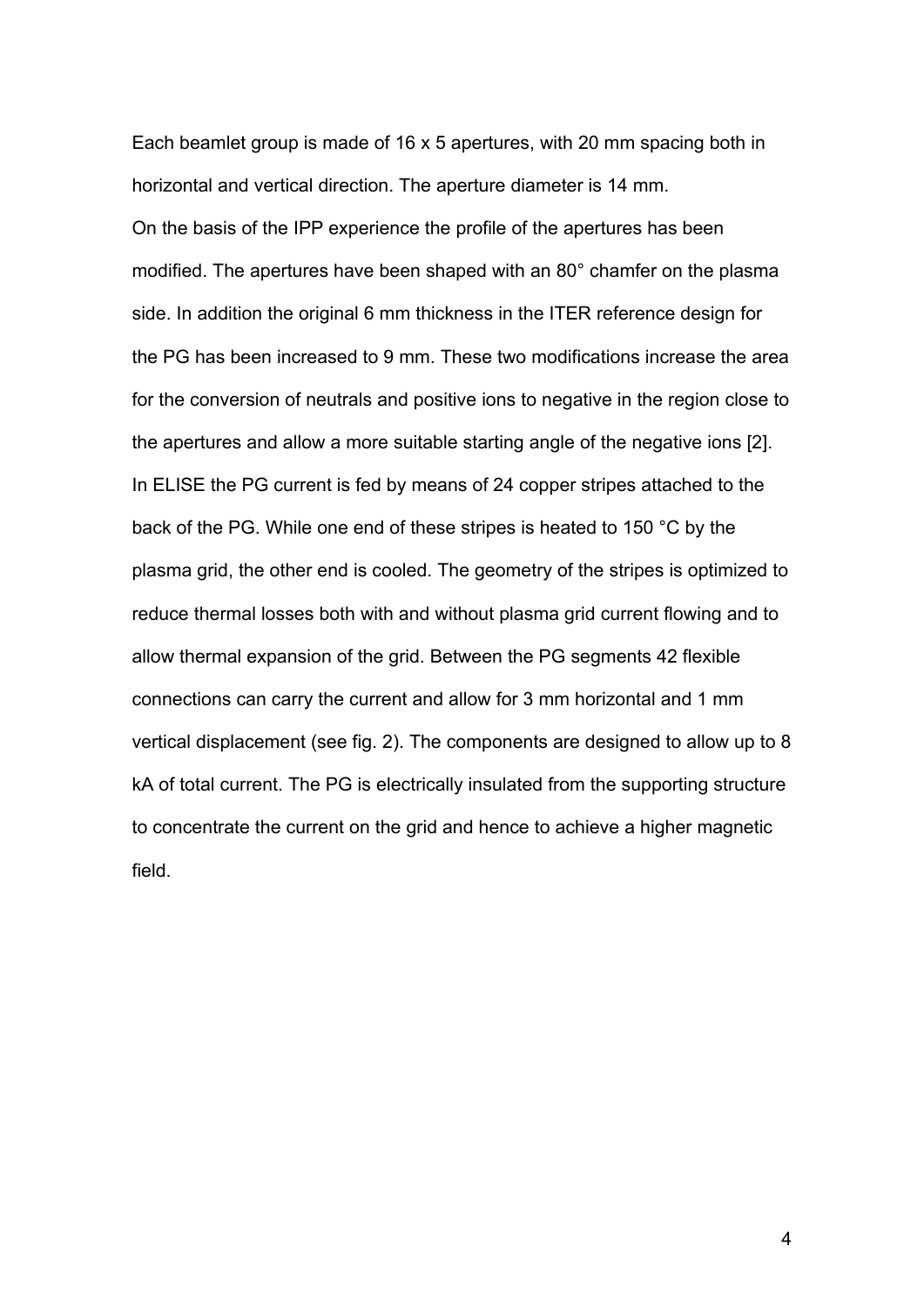Each beamlet group is made of 16 x 5 apertures, with 20 mm spacing both in horizontal and vertical direction. The aperture diameter is 14 mm.

On the basis of the IPP experience the profile of the apertures has been modified. The apertures have been shaped with an 80° chamfer on the plasma side. In addition the original 6 mm thickness in the ITER reference design for the PG has been increased to 9 mm. These two modifications increase the area for the conversion of neutrals and positive ions to negative in the region close to the apertures and allow a more suitable starting angle of the negative ions [2].

In ELISE the PG current is fed by means of 24 copper stripes attached to the back of the PG. While one end of these stripes is heated to 150 °C by the plasma grid, the other end is cooled. The geometry of the stripes is optimized to reduce thermal losses both with and without plasma grid current flowing and to allow thermal expansion of the grid. Between the PG segments 42 flexible connections can carry the current and allow for 3 mm horizontal and 1 mm vertical displacement (see fig. 2). The components are designed to allow up to 8 kA of total current. The PG is electrically insulated from the supporting structure to concentrate the current on the grid and hence to achieve a higher magnetic field.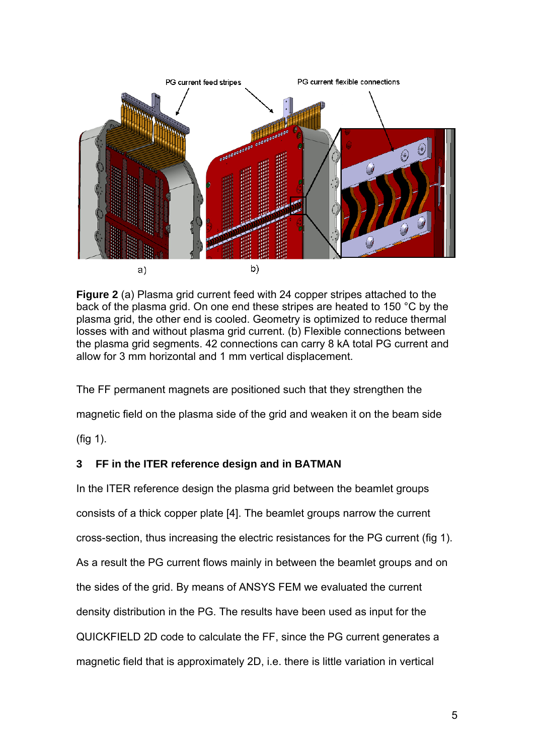**Figure 2** (a) Plasma grid current feed with 24 copper stripes attached to the back of the plasma grid. On one end these stripes are heated to 150 °C by the plasma grid, the other end is cooled. Geometry is optimized to reduce thermal losses with and without plasma grid current. (b) Flexible connections between the plasma grid segments. 42 connections can carry 8 kA total PG current and allow for 3 mm horizontal and 1 mm vertical displacement.

The FF permanent magnets are positioned such that they strengthen the magnetic field on the plasma side of the grid and weaken it on the beam side (fig 1).

## 3 FF in the ITER reference design and in BATMAN

In the ITER reference design the plasma grid between the beamlet groups consists of a thick copper plate [4]. The beamlet groups narrow the current cross-section, thus increasing the electric resistances for the PG current (fig 1). As a result the PG current flows mainly in between the beamlet groups and on the sides of the grid. By means of ANSYS FEM we evaluated the current density distribution in the PG. The results have been used as input for the QUICKFIELD 2D code to calculate the FF, since the PG current generates a magnetic field that is approximately 2D, i.e. there is little variation in vertical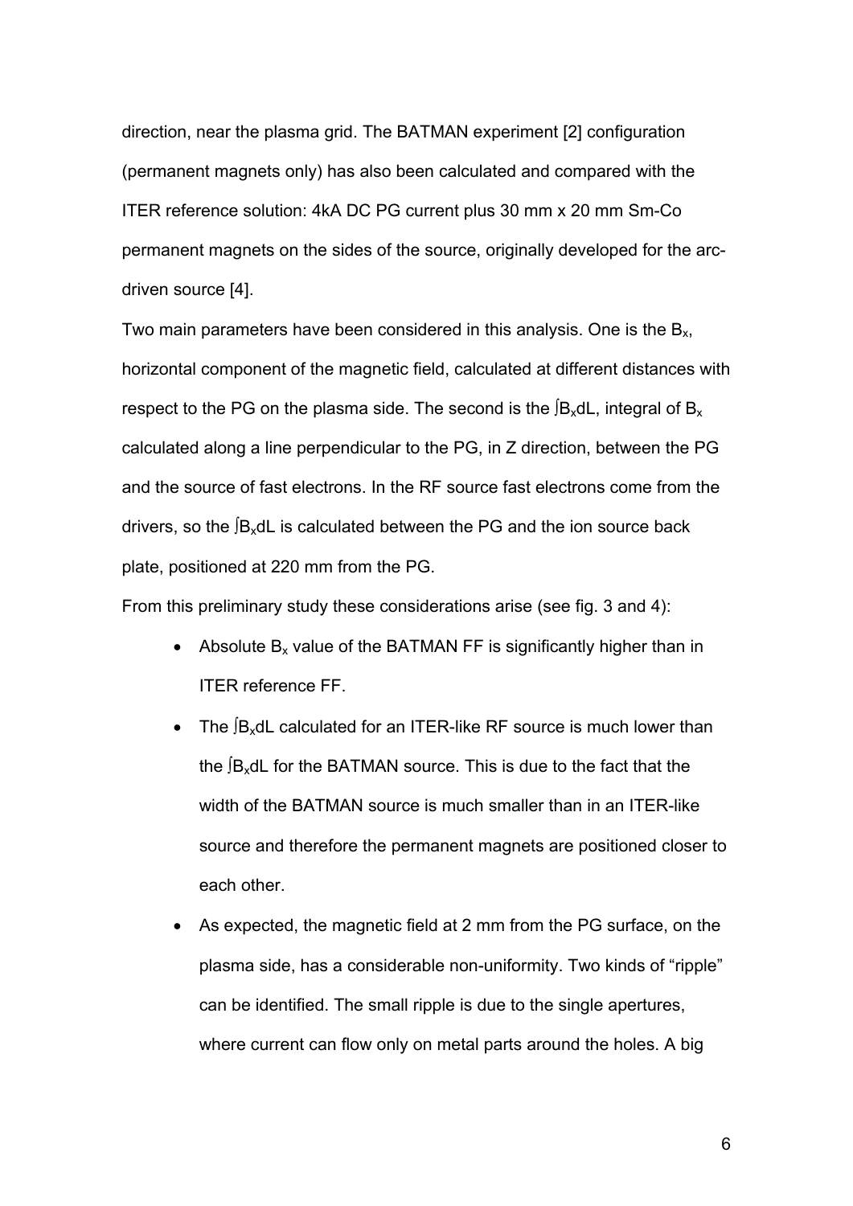direction, near the plasma grid. The BATMAN experiment [2] configuration (permanent magnets only) has also been calculated and compared with the ITER reference solution: 4kA DC PG current plus 30 mm x 20 mm Sm-Co permanent magnets on the sides of the source, originally developed for the arc-driven source [4].

Two main parameters have been considered in this analysis. One is the $B_x$, horizontal component of the magnetic field, calculated at different distances with respect to the PG on the plasma side. The second is the $\int B_x dL$, integral of $B_x$ calculated along a line perpendicular to the PG, in Z direction, between the PG and the source of fast electrons. In the RF source fast electrons come from the drivers, so the $\int B_x dL$ is calculated between the PG and the ion source back plate, positioned at 220 mm from the PG.

From this preliminary study these considerations arise (see fig. 3 and 4):

- Absolute $B_x$ value of the BATMAN FF is significantly higher than in ITER reference FF.
- The $\int B_x dL$ calculated for an ITER-like RF source is much lower than the $\int B_x dL$ for the BATMAN source. This is due to the fact that the width of the BATMAN source is much smaller than in an ITER-like source and therefore the permanent magnets are positioned closer to each other.
- As expected, the magnetic field at 2 mm from the PG surface, on the plasma side, has a considerable non-uniformity. Two kinds of "ripple" can be identified. The small ripple is due to the single apertures, where current can flow only on metal parts around the holes. A big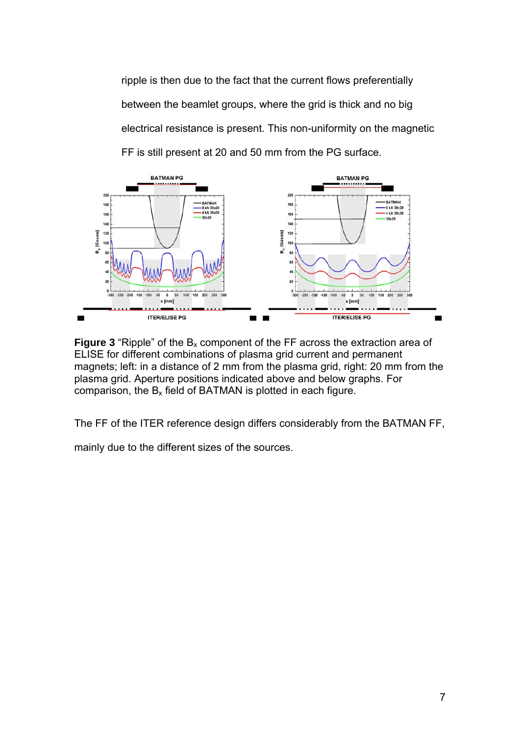ripple is then due to the fact that the current flows preferentially between the beamlet groups, where the grid is thick and no big electrical resistance is present. This non-uniformity on the magnetic FF is still present at 20 and 50 mm from the PG surface.

**Figure 3** “Ripple” of the $B_x$ component of the FF across the extraction area of ELISE for different combinations of plasma grid current and permanent magnets; left: in a distance of 2 mm from the plasma grid, right: 20 mm from the plasma grid. Aperture positions indicated above and below graphs. For comparison, the $B_x$ field of BATMAN is plotted in each figure.

The FF of the ITER reference design differs considerably from the BATMAN FF, mainly due to the different sizes of the sources.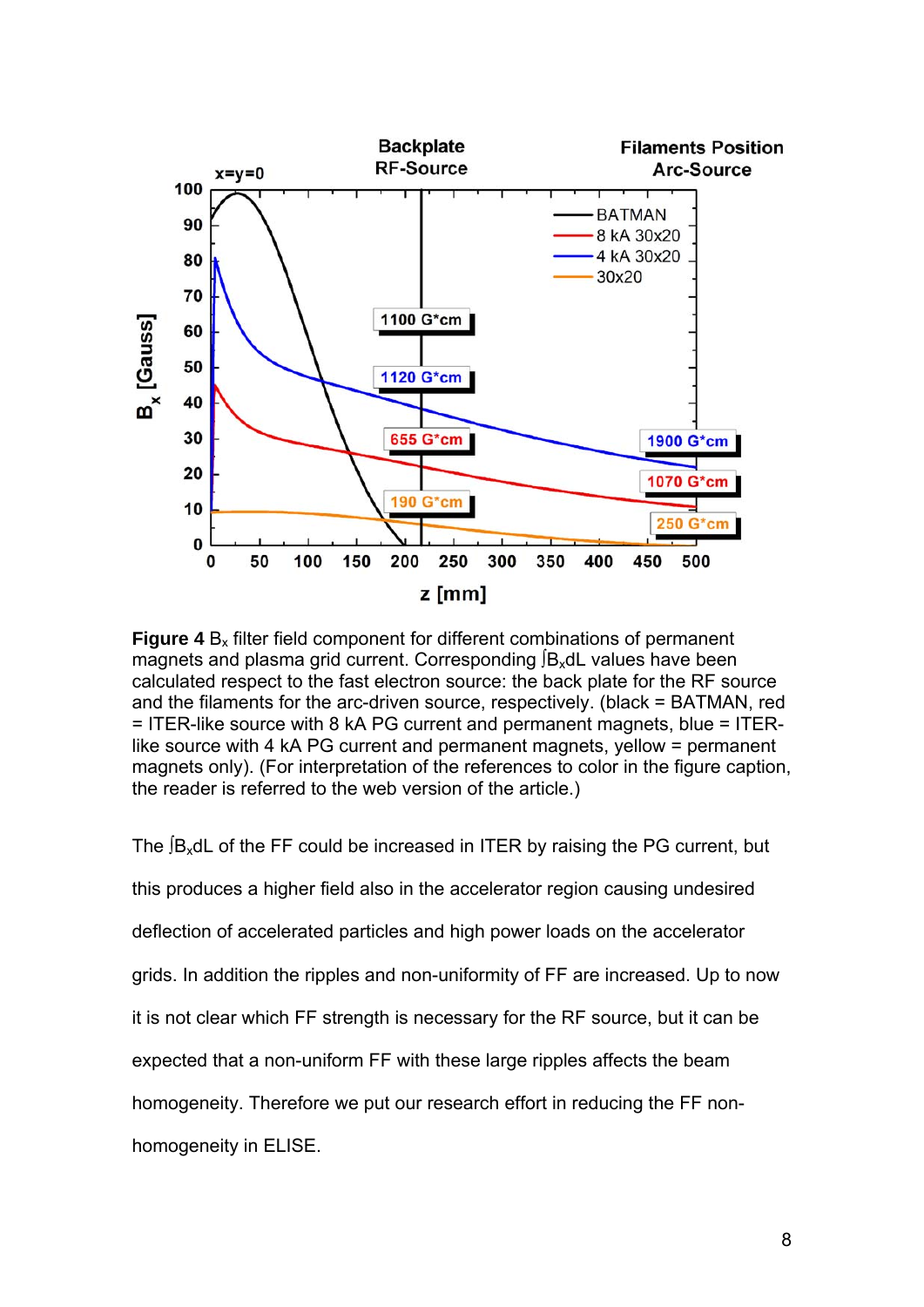**Figure 4** $B_x$ filter field component for different combinations of permanent magnets and plasma grid current. Corresponding $\int B_x dL$ values have been calculated respect to the fast electron source: the back plate for the RF source and the filaments for the arc-driven source, respectively. (black = BATMAN, red = ITER-like source with 8 kA PG current and permanent magnets, blue = ITER-like source with 4 kA PG current and permanent magnets, yellow = permanent magnets only). (For interpretation of the references to color in the figure caption, the reader is referred to the web version of the article.)

The $\int B_x dL$ of the FF could be increased in ITER by raising the PG current, but this produces a higher field also in the accelerator region causing undesired deflection of accelerated particles and high power loads on the accelerator grids. In addition the ripples and non-uniformity of FF are increased. Up to now it is not clear which FF strength is necessary for the RF source, but it can be expected that a non-uniform FF with these large ripples affects the beam homogeneity. Therefore we put our research effort in reducing the FF non-homogeneity in ELISE.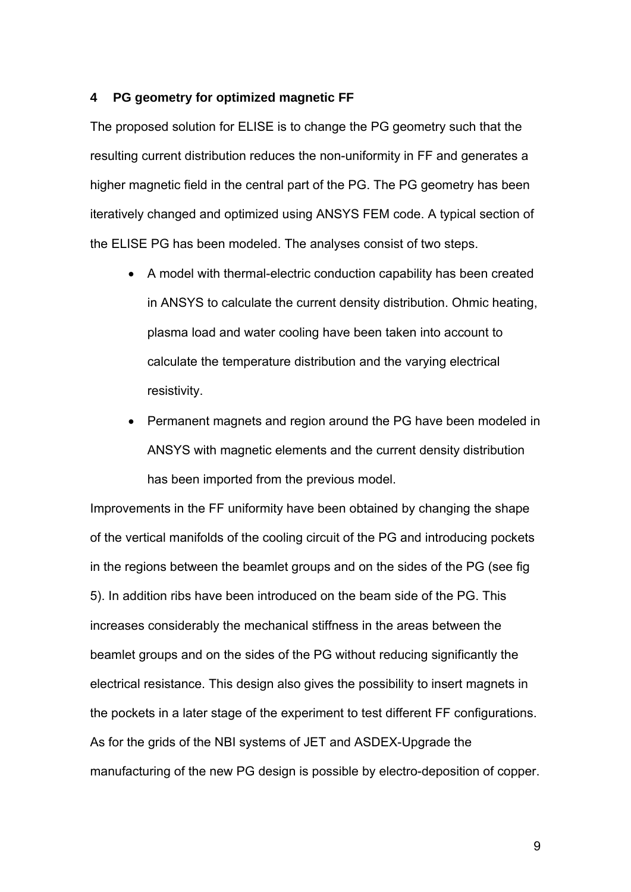## 4 PG geometry for optimized magnetic FF

The proposed solution for ELISE is to change the PG geometry such that the resulting current distribution reduces the non-uniformity in FF and generates a higher magnetic field in the central part of the PG. The PG geometry has been iteratively changed and optimized using ANSYS FEM code. A typical section of the ELISE PG has been modeled. The analyses consist of two steps.

- A model with thermal-electric conduction capability has been created in ANSYS to calculate the current density distribution. Ohmic heating, plasma load and water cooling have been taken into account to calculate the temperature distribution and the varying electrical resistivity.
- Permanent magnets and region around the PG have been modeled in ANSYS with magnetic elements and the current density distribution has been imported from the previous model.

Improvements in the FF uniformity have been obtained by changing the shape of the vertical manifolds of the cooling circuit of the PG and introducing pockets in the regions between the beamlet groups and on the sides of the PG (see fig 5). In addition ribs have been introduced on the beam side of the PG. This increases considerably the mechanical stiffness in the areas between the beamlet groups and on the sides of the PG without reducing significantly the electrical resistance. This design also gives the possibility to insert magnets in the pockets in a later stage of the experiment to test different FF configurations. As for the grids of the NBI systems of JET and ASDEX-Upgrade the manufacturing of the new PG design is possible by electro-deposition of copper.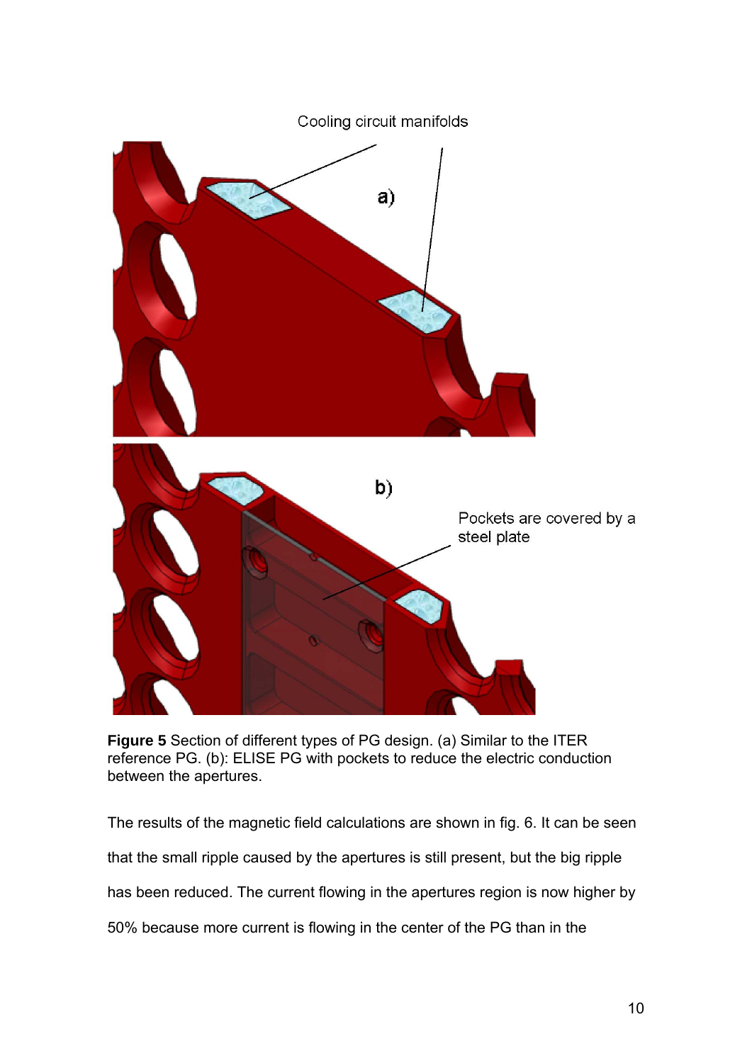**Figure 5** Section of different types of PG design. (a) Similar to the ITER reference PG. (b): ELISE PG with pockets to reduce the electric conduction between the apertures.

The results of the magnetic field calculations are shown in fig. 6. It can be seen that the small ripple caused by the apertures is still present, but the big ripple has been reduced. The current flowing in the apertures region is now higher by 50% because more current is flowing in the center of the PG than in the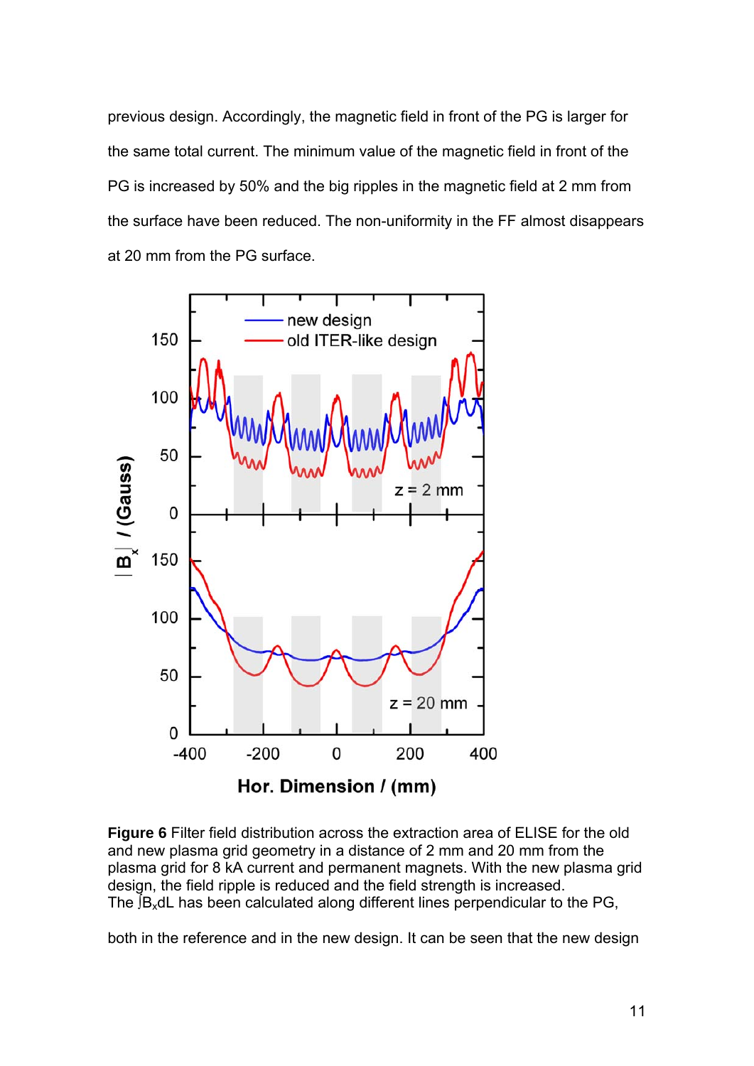previous design. Accordingly, the magnetic field in front of the PG is larger for the same total current. The minimum value of the magnetic field in front of the PG is increased by 50% and the big ripples in the magnetic field at 2 mm from the surface have been reduced. The non-uniformity in the FF almost disappears at 20 mm from the PG surface.

**Figure 6** Filter field distribution across the extraction area of ELISE for the old and new plasma grid geometry in a distance of 2 mm and 20 mm from the plasma grid for 8 kA current and permanent magnets. With the new plasma grid design, the field ripple is reduced and the field strength is increased.

The $\int B_x dL$ has been calculated along different lines perpendicular to the PG, both in the reference and in the new design. It can be seen that the new design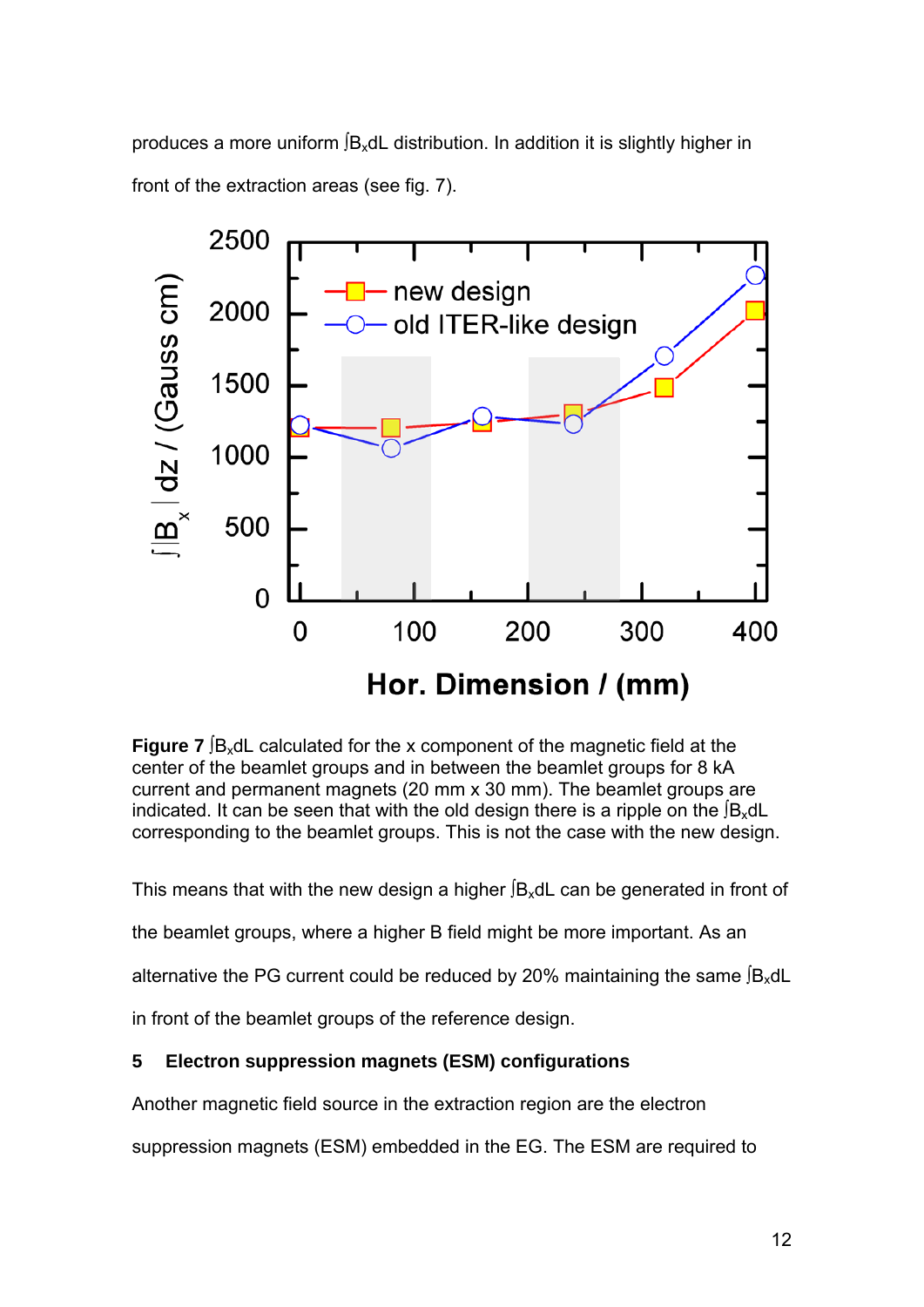produces a more uniform $\int B_x dL$ distribution. In addition it is slightly higher in front of the extraction areas (see fig. 7).

**Figure 7** $\int B_x dL$ calculated for the x component of the magnetic field at the center of the beamlet groups and in between the beamlet groups for 8 kA current and permanent magnets (20 mm x 30 mm). The beamlet groups are indicated. It can be seen that with the old design there is a ripple on the $\int B_x dL$ corresponding to the beamlet groups. This is not the case with the new design.

This means that with the new design a higher $\int B_x dL$ can be generated in front of the beamlet groups, where a higher B field might be more important. As an alternative the PG current could be reduced by 20% maintaining the same $\int B_x dL$ in front of the beamlet groups of the reference design.

## 5 Electron suppression magnets (ESM) configurations

Another magnetic field source in the extraction region are the electron suppression magnets (ESM) embedded in the EG. The ESM are required to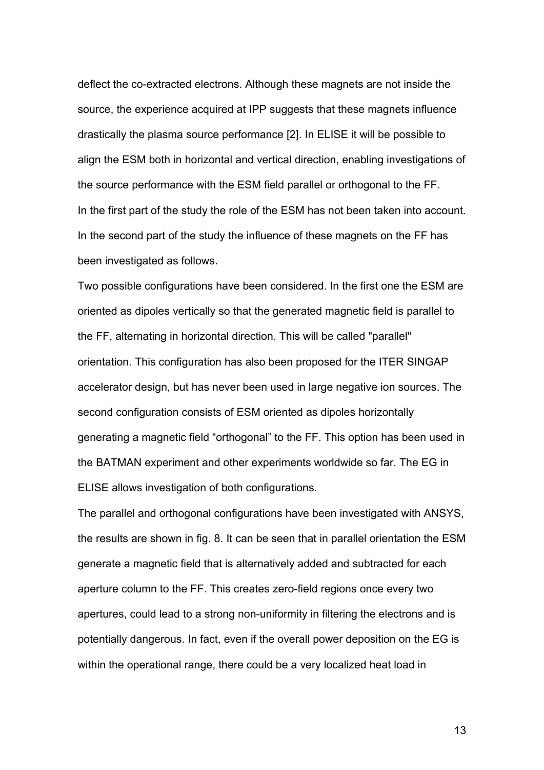deflect the co-extracted electrons. Although these magnets are not inside the source, the experience acquired at IPP suggests that these magnets influence drastically the plasma source performance [2]. In ELISE it will be possible to align the ESM both in horizontal and vertical direction, enabling investigations of the source performance with the ESM field parallel or orthogonal to the FF.

In the first part of the study the role of the ESM has not been taken into account. In the second part of the study the influence of these magnets on the FF has been investigated as follows.

Two possible configurations have been considered. In the first one the ESM are oriented as dipoles vertically so that the generated magnetic field is parallel to the FF, alternating in horizontal direction. This will be called "parallel" orientation. This configuration has also been proposed for the ITER SINGAP accelerator design, but has never been used in large negative ion sources. The second configuration consists of ESM oriented as dipoles horizontally generating a magnetic field “orthogonal” to the FF. This option has been used in the BATMAN experiment and other experiments worldwide so far. The EG in ELISE allows investigation of both configurations.

The parallel and orthogonal configurations have been investigated with ANSYS, the results are shown in fig. 8. It can be seen that in parallel orientation the ESM generate a magnetic field that is alternatively added and subtracted for each aperture column to the FF. This creates zero-field regions once every two apertures, could lead to a strong non-uniformity in filtering the electrons and is potentially dangerous. In fact, even if the overall power deposition on the EG is within the operational range, there could be a very localized heat load in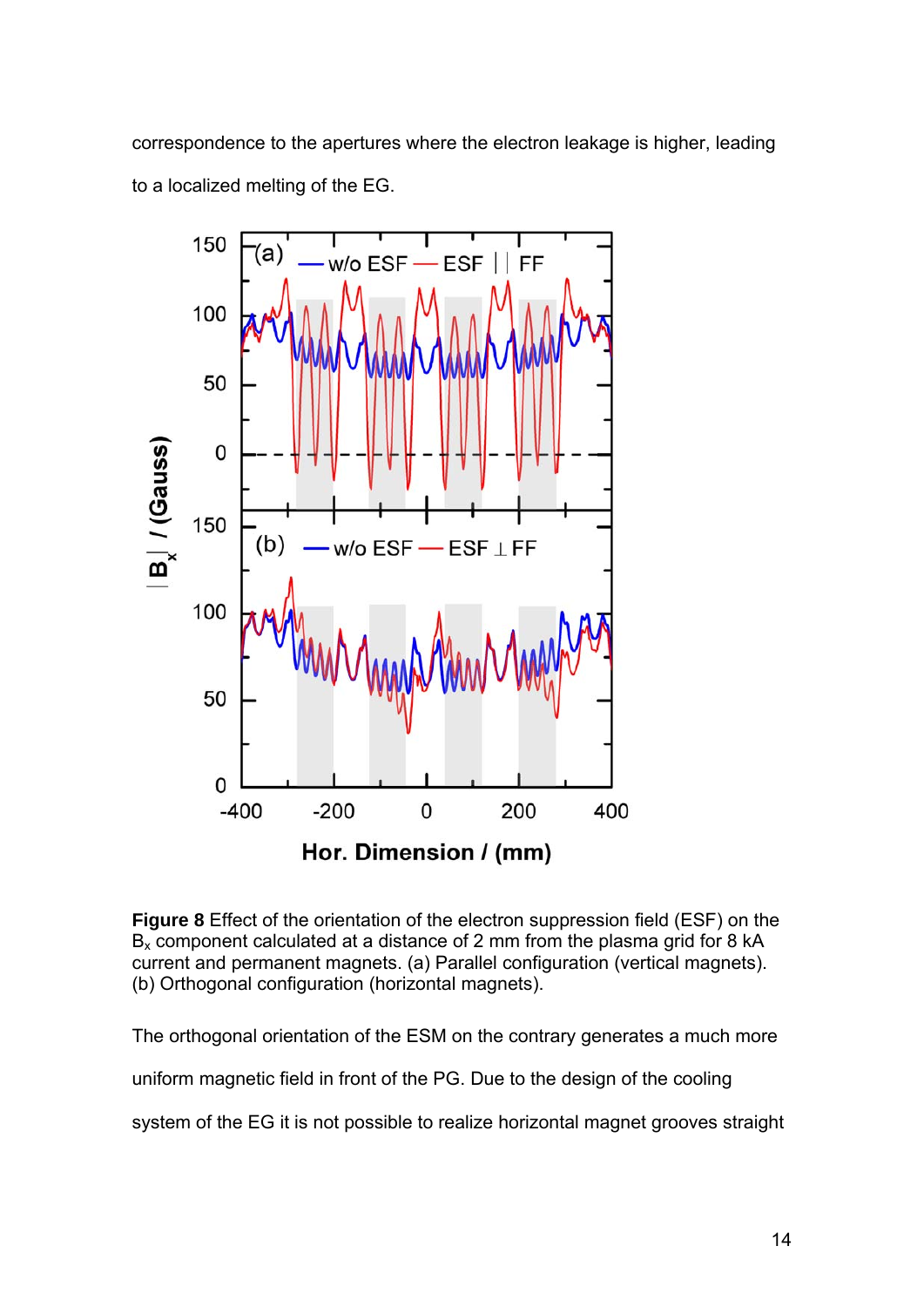correspondence to the apertures where the electron leakage is higher, leading to a localized melting of the EG.

**Figure 8** Effect of the orientation of the electron suppression field (ESF) on the $B_x$ component calculated at a distance of 2 mm from the plasma grid for 8 kA current and permanent magnets. (a) Parallel configuration (vertical magnets). (b) Orthogonal configuration (horizontal magnets).

The orthogonal orientation of the ESM on the contrary generates a much more uniform magnetic field in front of the PG. Due to the design of the cooling system of the EG it is not possible to realize horizontal magnet grooves straight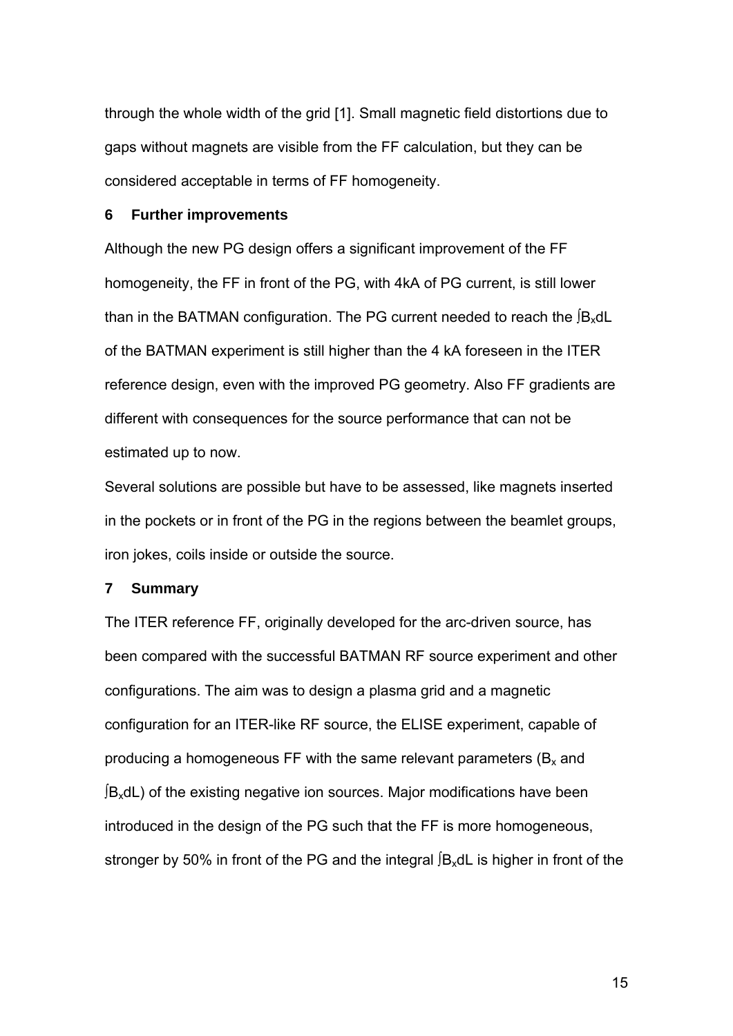through the whole width of the grid [1]. Small magnetic field distortions due to gaps without magnets are visible from the FF calculation, but they can be considered acceptable in terms of FF homogeneity.

## 6 Further improvements

Although the new PG design offers a significant improvement of the FF homogeneity, the FF in front of the PG, with 4kA of PG current, is still lower than in the BATMAN configuration. The PG current needed to reach the $\int B_x dL$ of the BATMAN experiment is still higher than the 4 kA foreseen in the ITER reference design, even with the improved PG geometry. Also FF gradients are different with consequences for the source performance that can not be estimated up to now.

Several solutions are possible but have to be assessed, like magnets inserted in the pockets or in front of the PG in the regions between the beamlet groups, iron jokes, coils inside or outside the source.

## 7 Summary

The ITER reference FF, originally developed for the arc-driven source, has been compared with the successful BATMAN RF source experiment and other configurations. The aim was to design a plasma grid and a magnetic configuration for an ITER-like RF source, the ELISE experiment, capable of producing a homogeneous FF with the same relevant parameters ($B_x$ and $\int B_x dL$) of the existing negative ion sources. Major modifications have been introduced in the design of the PG such that the FF is more homogeneous, stronger by 50% in front of the PG and the integral $\int B_x dL$ is higher in front of the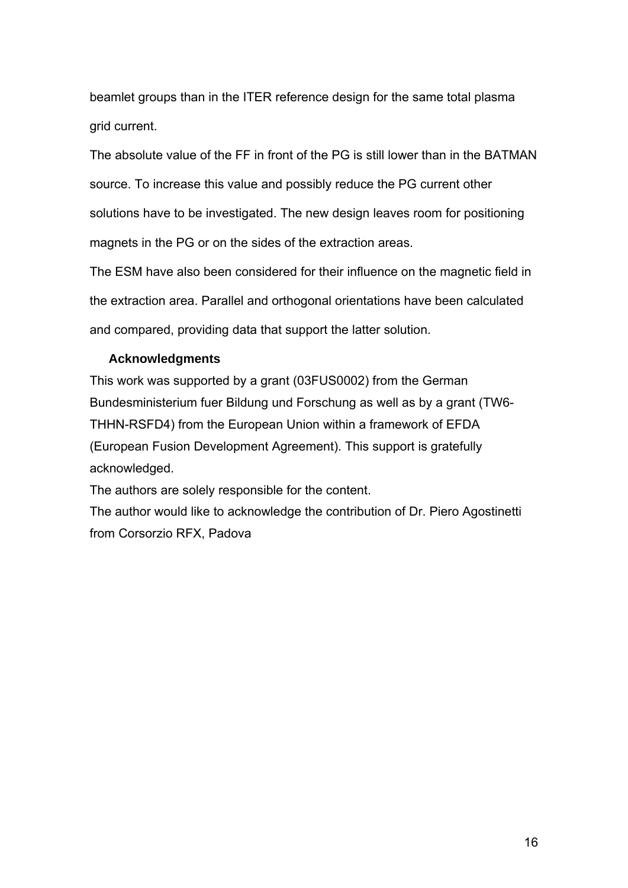beamlet groups than in the ITER reference design for the same total plasma grid current.

The absolute value of the FF in front of the PG is still lower than in the BATMAN source. To increase this value and possibly reduce the PG current other solutions have to be investigated. The new design leaves room for positioning magnets in the PG or on the sides of the extraction areas.

The ESM have also been considered for their influence on the magnetic field in the extraction area. Parallel and orthogonal orientations have been calculated and compared, providing data that support the latter solution.

## Acknowledgments

This work was supported by a grant (03FUS0002) from the German Bundesministerium fuer Bildung und Forschung as well as by a grant (TW6-THHN-RSFD4) from the European Union within a framework of EFDA (European Fusion Development Agreement). This support is gratefully acknowledged.

The authors are solely responsible for the content.

The author would like to acknowledge the contribution of Dr. Piero Agostinetti from Corsorzio RFX, Padova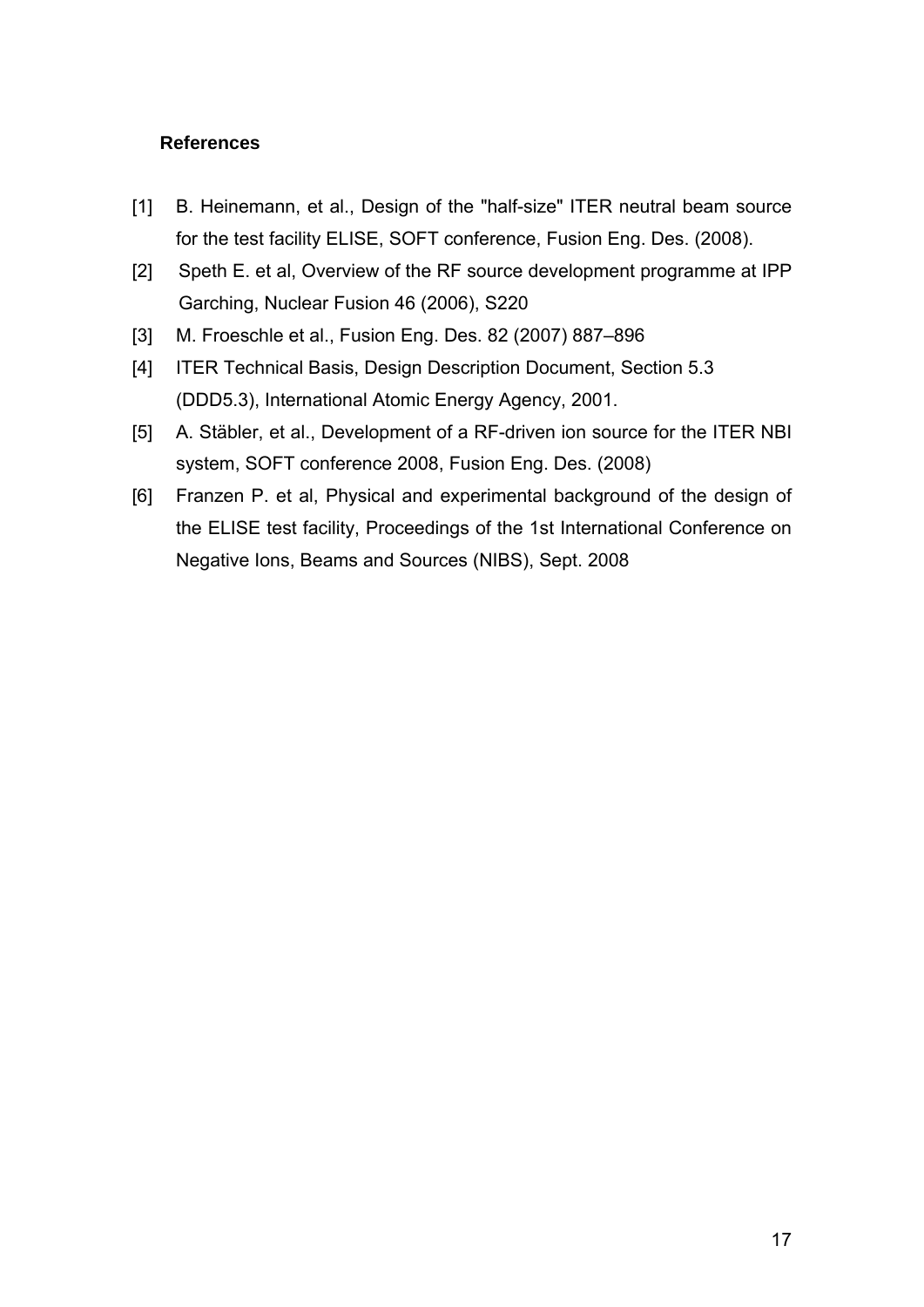## References

[1] B. Heinemann, et al., Design of the "half-size" ITER neutral beam source for the test facility ELISE, SOFT conference, Fusion Eng. Des. (2008).

[2] Speth E. et al, Overview of the RF source development programme at IPP Garching, Nuclear Fusion 46 (2006), S220

[3] M. Froeschle et al., Fusion Eng. Des. 82 (2007) 887–896

[4] ITER Technical Basis, Design Description Document, Section 5.3 (DDD5.3), International Atomic Energy Agency, 2001.

[5] A. Stäbler, et al., Development of a RF-driven ion source for the ITER NBI system, SOFT conference 2008, Fusion Eng. Des. (2008)

[6] Franzen P. et al, Physical and experimental background of the design of the ELISE test facility, Proceedings of the 1st International Conference on Negative Ions, Beams and Sources (NIBS), Sept. 2008